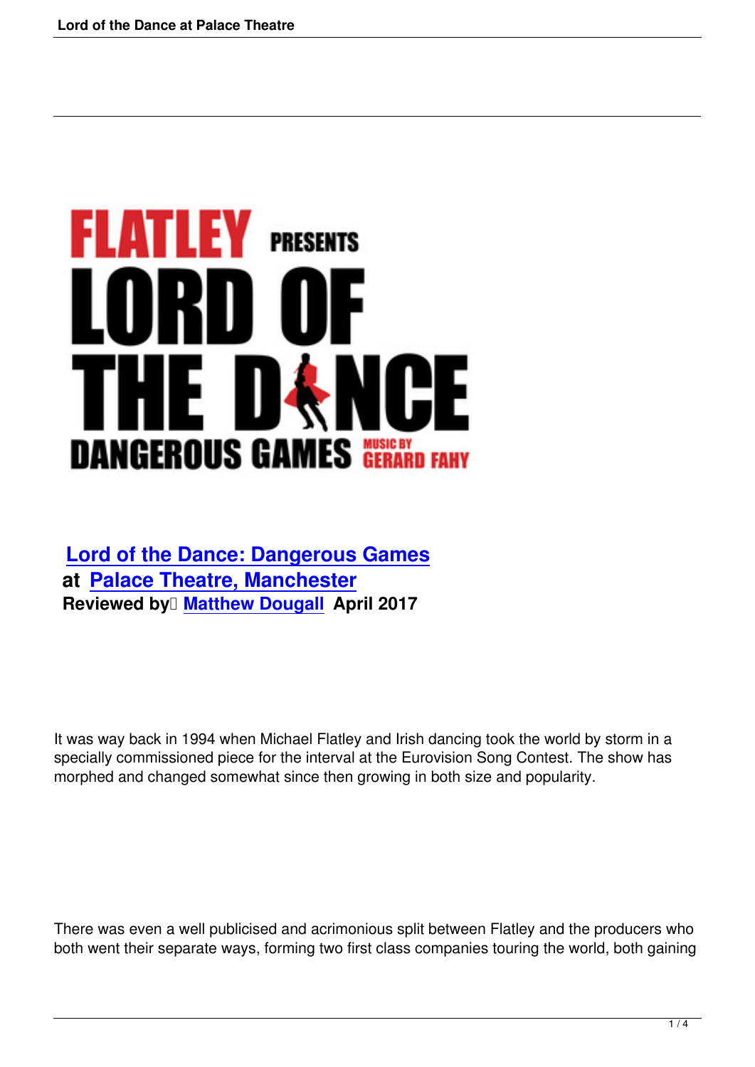FLATLEY PRESENTS LORD OF THE DANCE DANGEROUS GAMES MUSIC BY GERARD FAHY

**Lord of the Dance: Dangerous Games**
**at Palace Theatre, Manchester**
**Reviewed by Matthew Dougall April 2017**

It was way back in 1994 when Michael Flatley and Irish dancing took the world by storm in a specially commissioned piece for the interval at the Eurovision Song Contest. The show has morphed and changed somewhat since then growing in both size and popularity.

There was even a well publicised and acrimonious split between Flatley and the producers who both went their separate ways, forming two first class companies touring the world, both gaining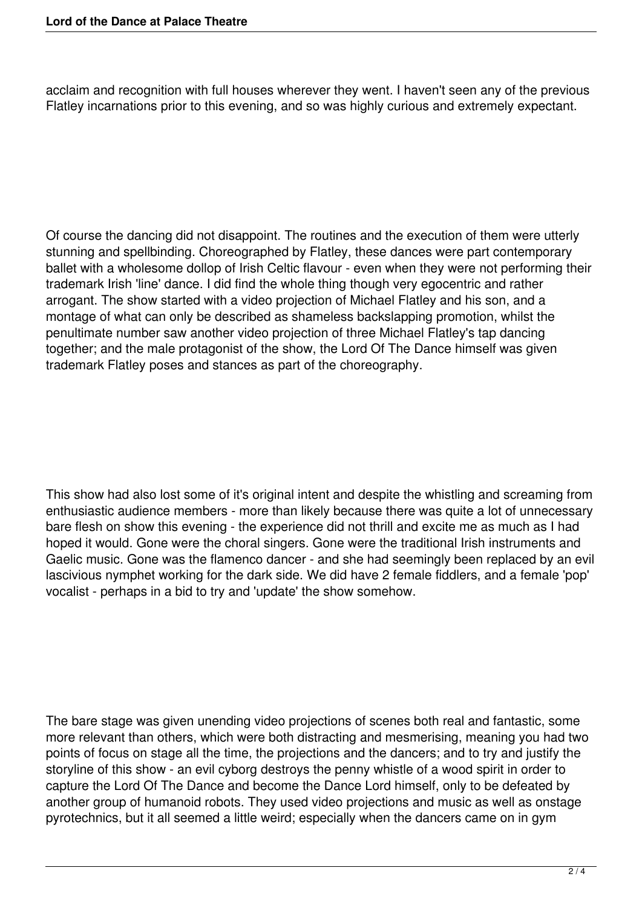acclaim and recognition with full houses wherever they went. I haven't seen any of the previous Flatley incarnations prior to this evening, and so was highly curious and extremely expectant.

Of course the dancing did not disappoint. The routines and the execution of them were utterly stunning and spellbinding. Choreographed by Flatley, these dances were part contemporary ballet with a wholesome dollop of Irish Celtic flavour - even when they were not performing their trademark Irish 'line' dance. I did find the whole thing though very egocentric and rather arrogant. The show started with a video projection of Michael Flatley and his son, and a montage of what can only be described as shameless backslapping promotion, whilst the penultimate number saw another video projection of three Michael Flatley's tap dancing together; and the male protagonist of the show, the Lord Of The Dance himself was given trademark Flatley poses and stances as part of the choreography.

This show had also lost some of it's original intent and despite the whistling and screaming from enthusiastic audience members - more than likely because there was quite a lot of unnecessary bare flesh on show this evening - the experience did not thrill and excite me as much as I had hoped it would. Gone were the choral singers. Gone were the traditional Irish instruments and Gaelic music. Gone was the flamenco dancer - and she had seemingly been replaced by an evil lascivious nymphet working for the dark side. We did have 2 female fiddlers, and a female 'pop' vocalist - perhaps in a bid to try and 'update' the show somehow.

The bare stage was given unending video projections of scenes both real and fantastic, some more relevant than others, which were both distracting and mesmerising, meaning you had two points of focus on stage all the time, the projections and the dancers; and to try and justify the storyline of this show - an evil cyborg destroys the penny whistle of a wood spirit in order to capture the Lord Of The Dance and become the Dance Lord himself, only to be defeated by another group of humanoid robots. They used video projections and music as well as onstage pyrotechnics, but it all seemed a little weird; especially when the dancers came on in gym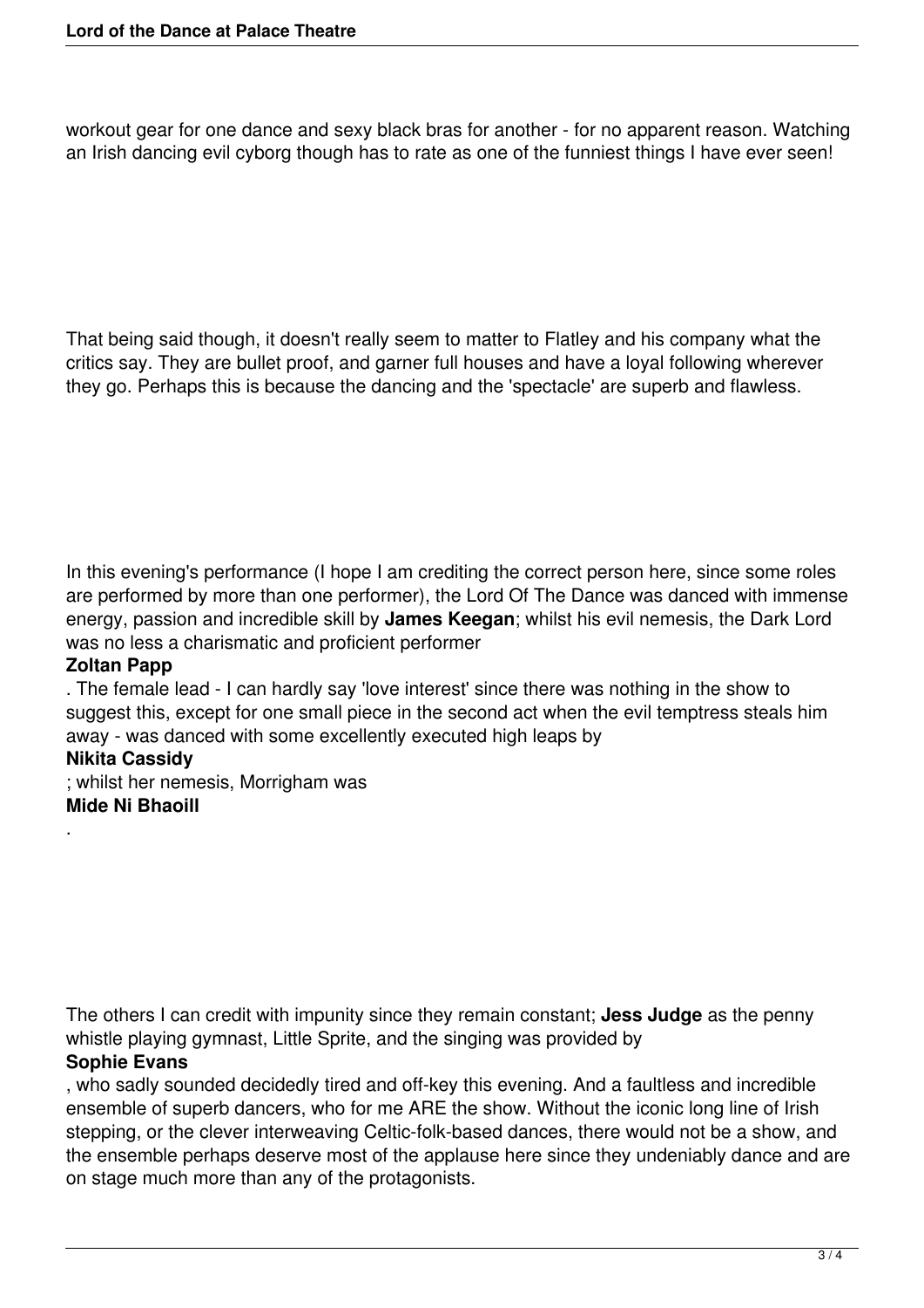workout gear for one dance and sexy black bras for another - for no apparent reason. Watching an Irish dancing evil cyborg though has to rate as one of the funniest things I have ever seen!

That being said though, it doesn't really seem to matter to Flatley and his company what the critics say. They are bullet proof, and garner full houses and have a loyal following wherever they go. Perhaps this is because the dancing and the 'spectacle' are superb and flawless.

In this evening's performance (I hope I am crediting the correct person here, since some roles are performed by more than one performer), the Lord Of The Dance was danced with immense energy, passion and incredible skill by **James Keegan**; whilst his evil nemesis, the Dark Lord was no less a charismatic and proficient performer **Zoltan Papp**. The female lead - I can hardly say 'love interest' since there was nothing in the show to suggest this, except for one small piece in the second act when the evil temptress steals him away - was danced with some excellently executed high leaps by **Nikita Cassidy**; whilst her nemesis, Morrigham was **Mide Ni Bhaoill**.

The others I can credit with impunity since they remain constant; **Jess Judge** as the penny whistle playing gymnast, Little Sprite, and the singing was provided by **Sophie Evans**, who sadly sounded decidedly tired and off-key this evening. And a faultless and incredible ensemble of superb dancers, who for me ARE the show. Without the iconic long line of Irish stepping, or the clever interweaving Celtic-folk-based dances, there would not be a show, and the ensemble perhaps deserve most of the applause here since they undeniably dance and are on stage much more than any of the protagonists.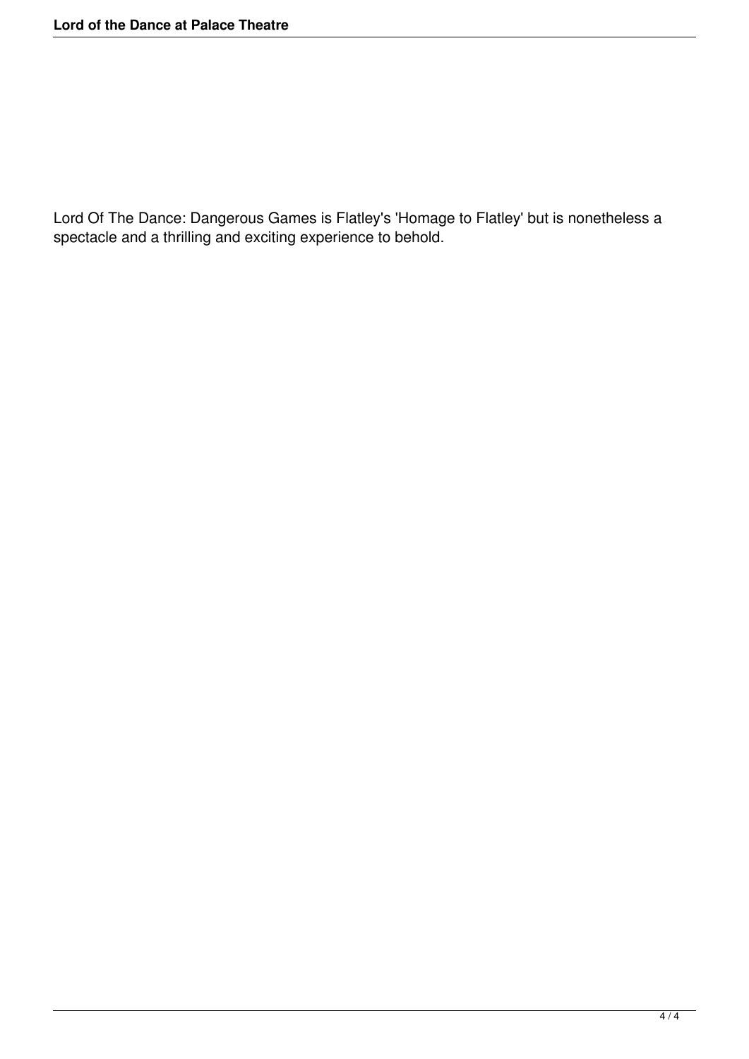Lord Of The Dance: Dangerous Games is Flatley's 'Homage to Flatley' but is nonetheless a spectacle and a thrilling and exciting experience to behold.